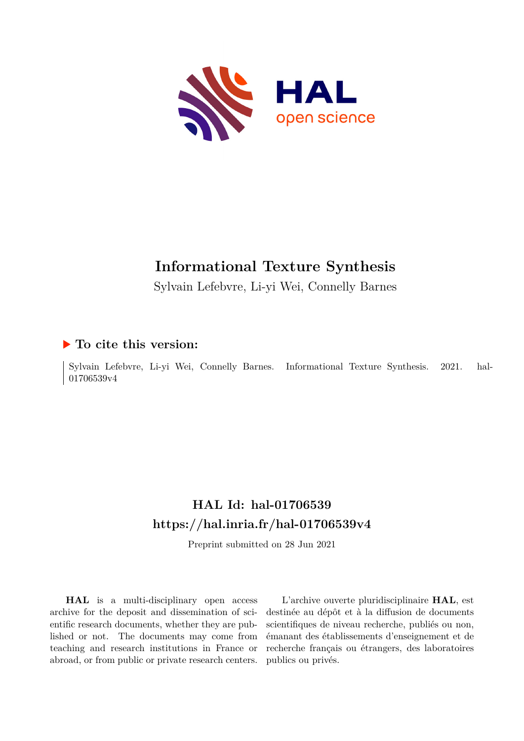# Informational Texture Synthesis

Sylvain Lefebvre, Li-yi Wei, Connelly Barnes

### ▶ To cite this version:

Sylvain Lefebvre, Li-yi Wei, Connelly Barnes. Informational Texture Synthesis. 2021. hal-01706539v4

## HAL Id: hal-01706539

## https://hal.inria.fr/hal-01706539v4

Preprint submitted on 28 Jun 2021

**HAL** is a multi-disciplinary open access archive for the deposit and dissemination of scientific research documents, whether they are published or not. The documents may come from teaching and research institutions in France or abroad, or from public or private research centers.

L'archive ouverte pluridisciplinaire **HAL**, est destinée au dépôt et à la diffusion de documents scientifiques de niveau recherche, publiés ou non, émanant des établissements d'enseignement et de recherche français ou étrangers, des laboratoires publics ou privés.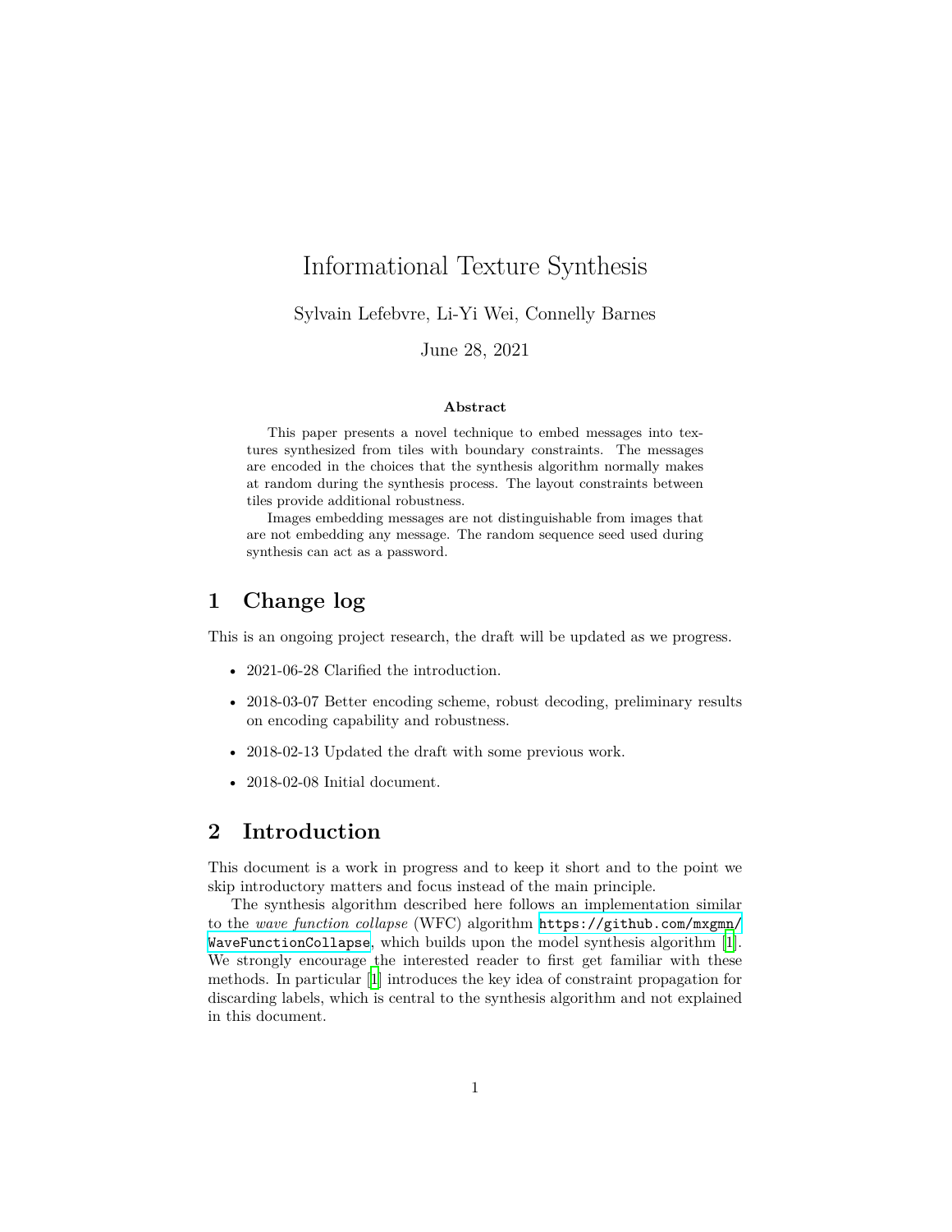# Informational Texture Synthesis

Sylvain Lefebvre, Li-Yi Wei, Connelly Barnes

June 28, 2021

**Abstract**

This paper presents a novel technique to embed messages into textures synthesized from tiles with boundary constraints. The messages are encoded in the choices that the synthesis algorithm normally makes at random during the synthesis process. The layout constraints between tiles provide additional robustness.

Images embedding messages are not distinguishable from images that are not embedding any message. The random sequence seed used during synthesis can act as a password.

## 1 Change log

This is an ongoing project research, the draft will be updated as we progress.

- 2021-06-28 Clarified the introduction.
- 2018-03-07 Better encoding scheme, robust decoding, preliminary results on encoding capability and robustness.
- 2018-02-13 Updated the draft with some previous work.
- 2018-02-08 Initial document.

## 2 Introduction

This document is a work in progress and to keep it short and to the point we skip introductory matters and focus instead of the main principle.

The synthesis algorithm described here follows an implementation similar to the *wave function collapse* (WFC) algorithm `https://github.com/mxgmn/WaveFunctionCollapse`, which builds upon the model synthesis algorithm [1]. We strongly encourage the interested reader to first get familiar with these methods. In particular [1] introduces the key idea of constraint propagation for discarding labels, which is central to the synthesis algorithm and not explained in this document.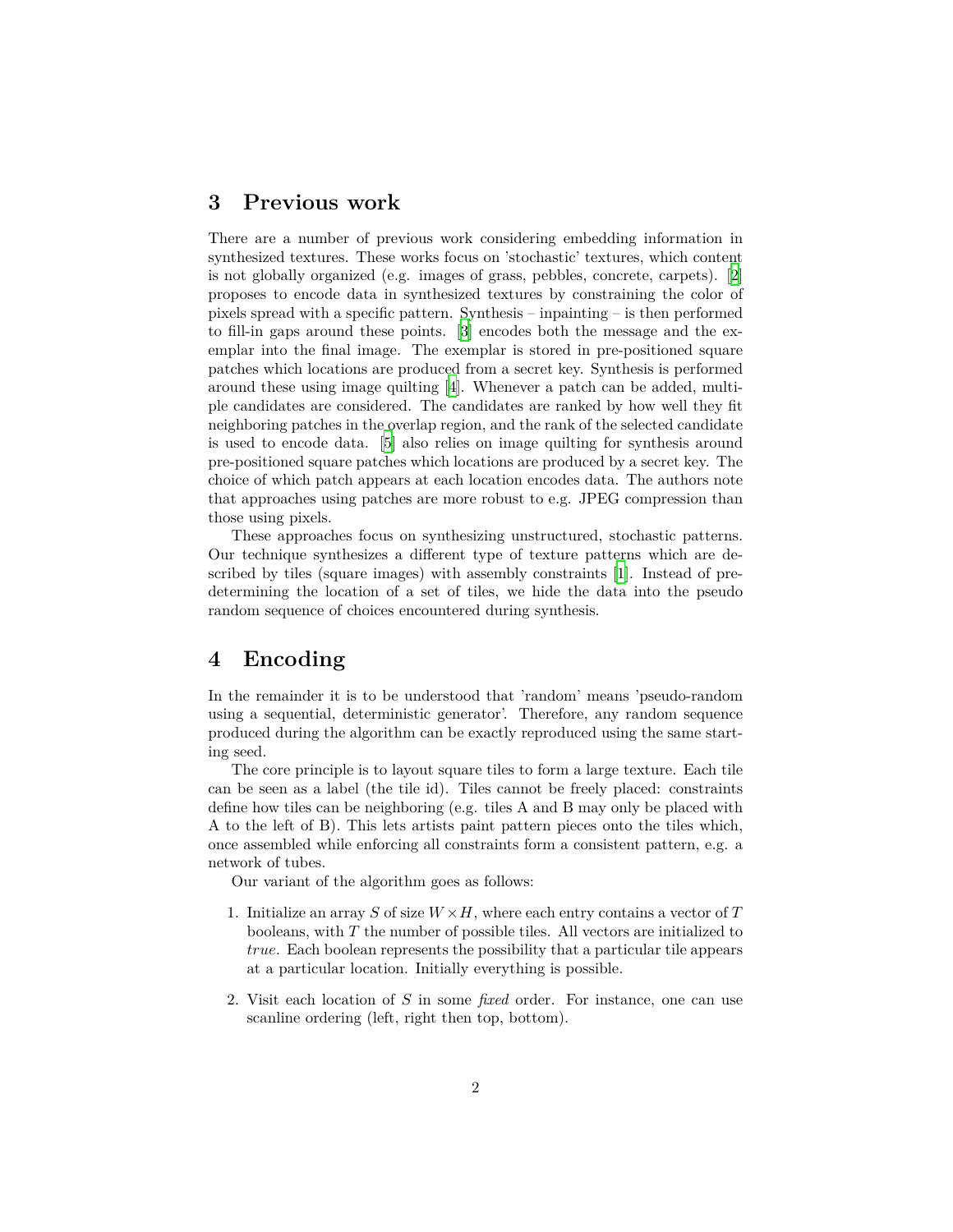## 3 Previous work

There are a number of previous work considering embedding information in synthesized textures. These works focus on 'stochastic' textures, which content is not globally organized (e.g. images of grass, pebbles, concrete, carpets). [2] proposes to encode data in synthesized textures by constraining the color of pixels spread with a specific pattern. Synthesis – inpainting – is then performed to fill-in gaps around these points. [3] encodes both the message and the exemplar into the final image. The exemplar is stored in pre-positioned square patches which locations are produced from a secret key. Synthesis is performed around these using image quilting [4]. Whenever a patch can be added, multiple candidates are considered. The candidates are ranked by how well they fit neighboring patches in the overlap region, and the rank of the selected candidate is used to encode data. [5] also relies on image quilting for synthesis around pre-positioned square patches which locations are produced by a secret key. The choice of which patch appears at each location encodes data. The authors note that approaches using patches are more robust to e.g. JPEG compression than those using pixels.

These approaches focus on synthesizing unstructured, stochastic patterns. Our technique synthesizes a different type of texture patterns which are described by tiles (square images) with assembly constraints [1]. Instead of predetermining the location of a set of tiles, we hide the data into the pseudo random sequence of choices encountered during synthesis.

## 4 Encoding

In the remainder it is to be understood that 'random' means 'pseudo-random using a sequential, deterministic generator'. Therefore, any random sequence produced during the algorithm can be exactly reproduced using the same starting seed.

The core principle is to layout square tiles to form a large texture. Each tile can be seen as a label (the tile id). Tiles cannot be freely placed: constraints define how tiles can be neighboring (e.g. tiles A and B may only be placed with A to the left of B). This lets artists paint pattern pieces onto the tiles which, once assembled while enforcing all constraints form a consistent pattern, e.g. a network of tubes.

Our variant of the algorithm goes as follows:

1. Initialize an array $S$ of size $W \times H$, where each entry contains a vector of $T$ booleans, with $T$ the number of possible tiles. All vectors are initialized to *true*. Each boolean represents the possibility that a particular tile appears at a particular location. Initially everything is possible.

2. Visit each location of $S$ in some *fixed* order. For instance, one can use scanline ordering (left, right then top, bottom).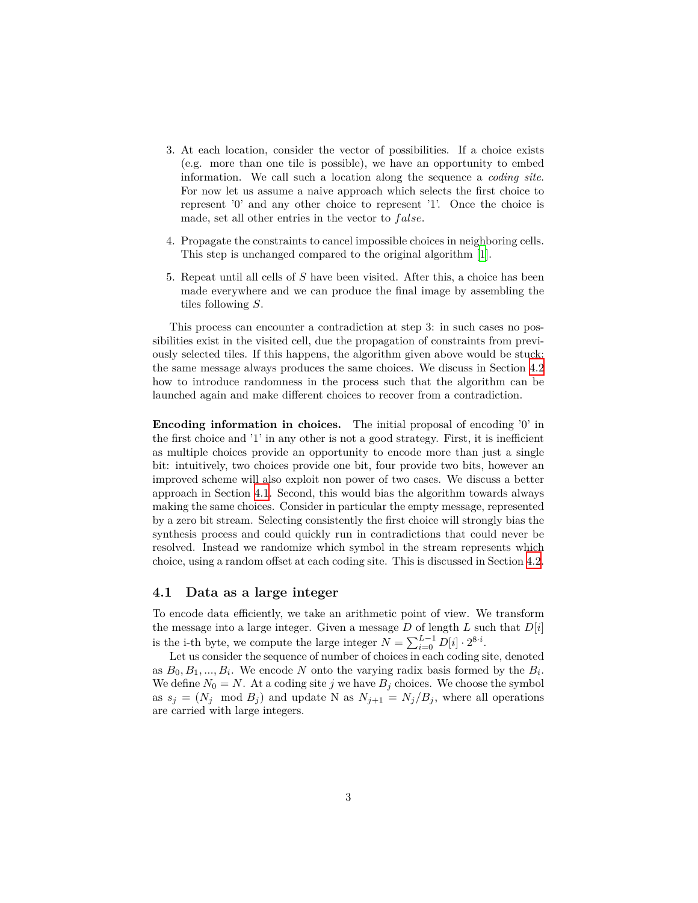3. At each location, consider the vector of possibilities. If a choice exists (e.g. more than one tile is possible), we have an opportunity to embed information. We call such a location along the sequence a *coding site*. For now let us assume a naive approach which selects the first choice to represent '0' and any other choice to represent '1'. Once the choice is made, set all other entries in the vector to $false$.

4. Propagate the constraints to cancel impossible choices in neighboring cells. This step is unchanged compared to the original algorithm [1].

5. Repeat until all cells of $S$ have been visited. After this, a choice has been made everywhere and we can produce the final image by assembling the tiles following $S$.

This process can encounter a contradiction at step 3: in such cases no possibilities exist in the visited cell, due the propagation of constraints from previously selected tiles. If this happens, the algorithm given above would be stuck: the same message always produces the same choices. We discuss in Section 4.2 how to introduce randomness in the process such that the algorithm can be launched again and make different choices to recover from a contradiction.

**Encoding information in choices.** The initial proposal of encoding '0' in the first choice and '1' in any other is not a good strategy. First, it is inefficient as multiple choices provide an opportunity to encode more than just a single bit: intuitively, two choices provide one bit, four provide two bits, however an improved scheme will also exploit non power of two cases. We discuss a better approach in Section 4.1. Second, this would bias the algorithm towards always making the same choices. Consider in particular the empty message, represented by a zero bit stream. Selecting consistently the first choice will strongly bias the synthesis process and could quickly run in contradictions that could never be resolved. Instead we randomize which symbol in the stream represents which choice, using a random offset at each coding site. This is discussed in Section 4.2.

### 4.1 Data as a large integer

To encode data efficiently, we take an arithmetic point of view. We transform the message into a large integer. Given a message $D$ of length $L$ such that $D[i]$ is the i-th byte, we compute the large integer $N = \sum_{i=0}^{L-1} D[i] \cdot 2^{8 \cdot i}$.

Let us consider the sequence of number of choices in each coding site, denoted as $B_0, B_1, ..., B_i$. We encode $N$ onto the varying radix basis formed by the $B_i$. We define $N_0 = N$. At a coding site $j$ we have $B_j$ choices. We choose the symbol as $s_j = (N_j \mod B_j)$ and update N as $N_{j+1} = N_j / B_j$, where all operations are carried with large integers.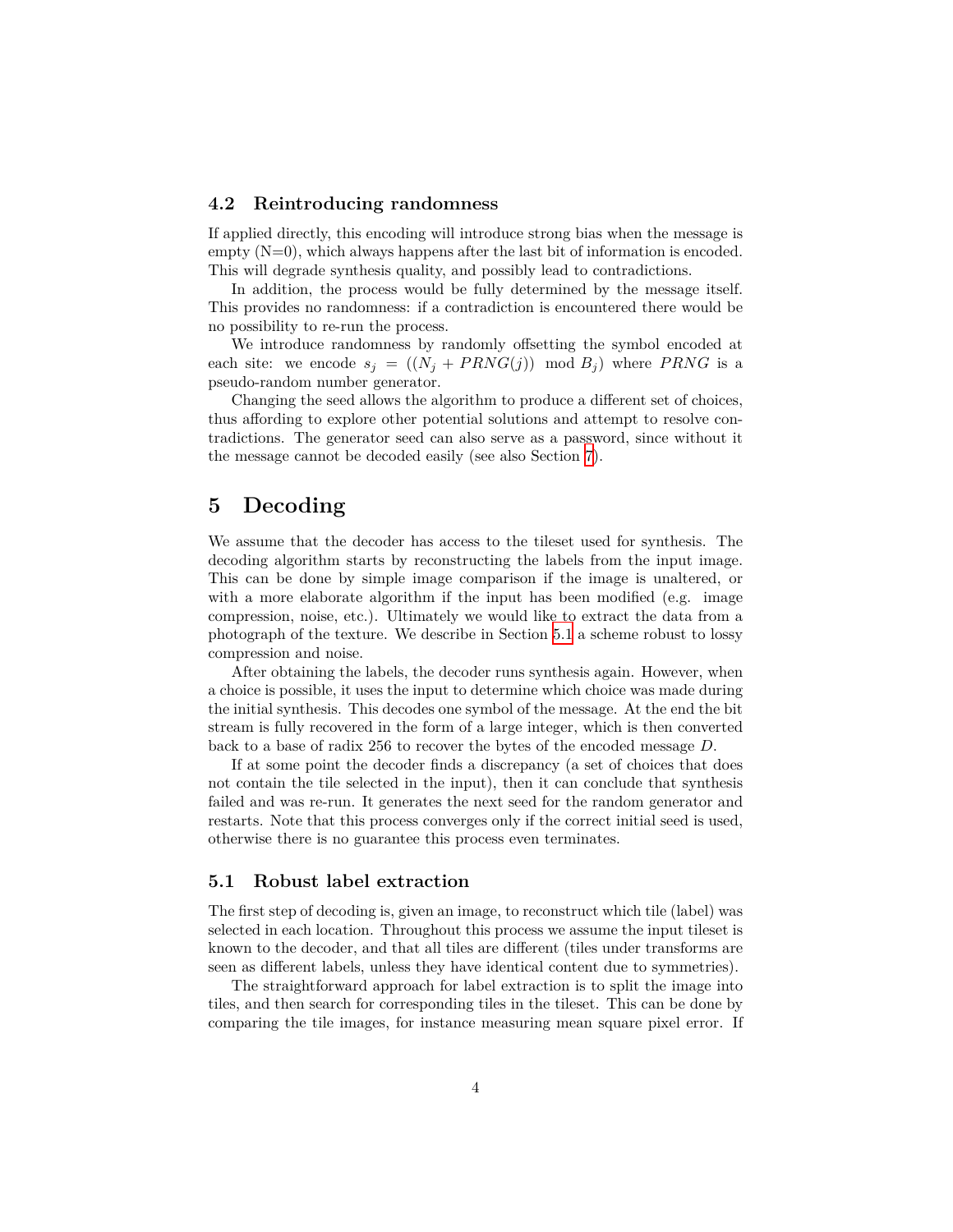### 4.2 Reintroducing randomness

If applied directly, this encoding will introduce strong bias when the message is empty (N=0), which always happens after the last bit of information is encoded. This will degrade synthesis quality, and possibly lead to contradictions.

In addition, the process would be fully determined by the message itself. This provides no randomness: if a contradiction is encountered there would be no possibility to re-run the process.

We introduce randomness by randomly offsetting the symbol encoded at each site: we encode $s_j = ((N_j + PRNG(j)) \mod B_j)$ where $PRNG$ is a pseudo-random number generator.

Changing the seed allows the algorithm to produce a different set of choices, thus affording to explore other potential solutions and attempt to resolve contradictions. The generator seed can also serve as a password, since without it the message cannot be decoded easily (see also Section 7).

## 5 Decoding

We assume that the decoder has access to the tileset used for synthesis. The decoding algorithm starts by reconstructing the labels from the input image. This can be done by simple image comparison if the image is unaltered, or with a more elaborate algorithm if the input has been modified (e.g. image compression, noise, etc.). Ultimately we would like to extract the data from a photograph of the texture. We describe in Section 5.1 a scheme robust to lossy compression and noise.

After obtaining the labels, the decoder runs synthesis again. However, when a choice is possible, it uses the input to determine which choice was made during the initial synthesis. This decodes one symbol of the message. At the end the bit stream is fully recovered in the form of a large integer, which is then converted back to a base of radix 256 to recover the bytes of the encoded message $D$.

If at some point the decoder finds a discrepancy (a set of choices that does not contain the tile selected in the input), then it can conclude that synthesis failed and was re-run. It generates the next seed for the random generator and restarts. Note that this process converges only if the correct initial seed is used, otherwise there is no guarantee this process even terminates.

### 5.1 Robust label extraction

The first step of decoding is, given an image, to reconstruct which tile (label) was selected in each location. Throughout this process we assume the input tileset is known to the decoder, and that all tiles are different (tiles under transforms are seen as different labels, unless they have identical content due to symmetries).

The straightforward approach for label extraction is to split the image into tiles, and then search for corresponding tiles in the tileset. This can be done by comparing the tile images, for instance measuring mean square pixel error. If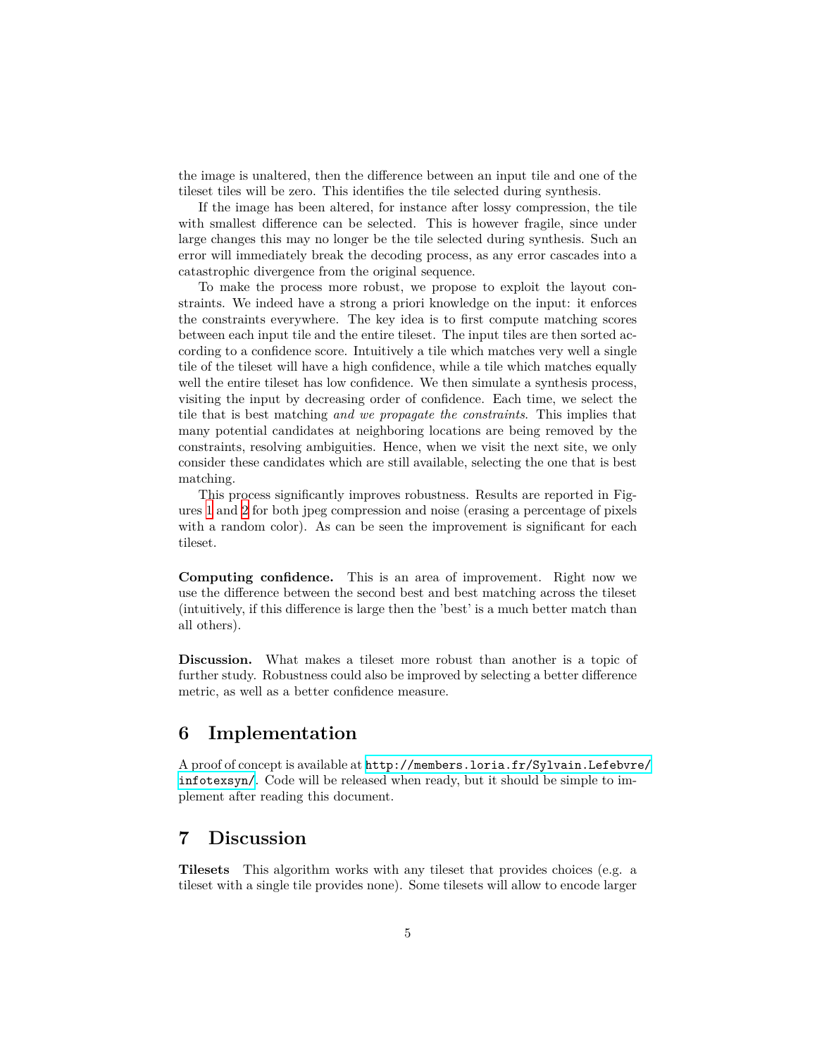the image is unaltered, then the difference between an input tile and one of the tileset tiles will be zero. This identifies the tile selected during synthesis.

If the image has been altered, for instance after lossy compression, the tile with smallest difference can be selected. This is however fragile, since under large changes this may no longer be the tile selected during synthesis. Such an error will immediately break the decoding process, as any error cascades into a catastrophic divergence from the original sequence.

To make the process more robust, we propose to exploit the layout constraints. We indeed have a strong a priori knowledge on the input: it enforces the constraints everywhere. The key idea is to first compute matching scores between each input tile and the entire tileset. The input tiles are then sorted according to a confidence score. Intuitively a tile which matches very well a single tile of the tileset will have a high confidence, while a tile which matches equally well the entire tileset has low confidence. We then simulate a synthesis process, visiting the input by decreasing order of confidence. Each time, we select the tile that is best matching *and we propagate the constraints*. This implies that many potential candidates at neighboring locations are being removed by the constraints, resolving ambiguities. Hence, when we visit the next site, we only consider these candidates which are still available, selecting the one that is best matching.

This process significantly improves robustness. Results are reported in Figures 1 and 2 for both jpeg compression and noise (erasing a percentage of pixels with a random color). As can be seen the improvement is significant for each tileset.

**Computing confidence.** This is an area of improvement. Right now we use the difference between the second best and best matching across the tileset (intuitively, if this difference is large then the 'best' is a much better match than all others).

**Discussion.** What makes a tileset more robust than another is a topic of further study. Robustness could also be improved by selecting a better difference metric, as well as a better confidence measure.

## 6 Implementation

A proof of concept is available at `http://members.loria.fr/Sylvain.Lefebvre/infotexsyn/`. Code will be released when ready, but it should be simple to implement after reading this document.

## 7 Discussion

**Tilesets** This algorithm works with any tileset that provides choices (e.g. a tileset with a single tile provides none). Some tilesets will allow to encode larger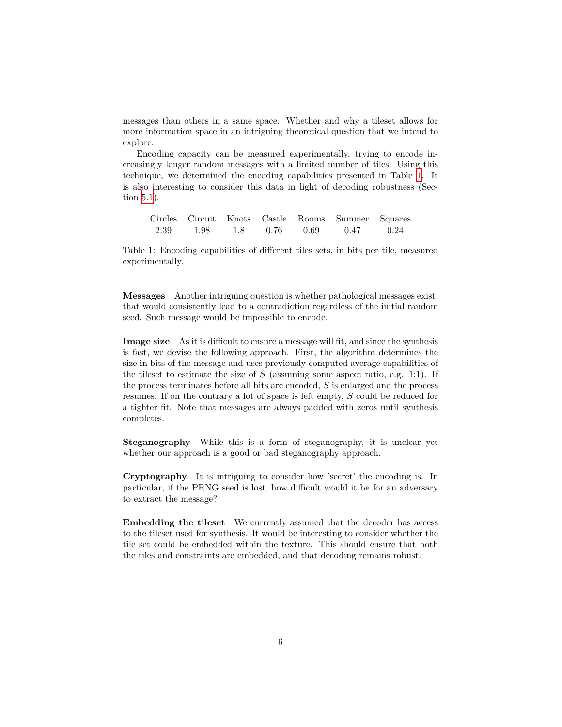messages than others in a same space. Whether and why a tileset allows for more information space in an intriguing theoretical question that we intend to explore.

Encoding capacity can be measured experimentally, trying to encode increasingly longer random messages with a limited number of tiles. Using this technique, we determined the encoding capabilities presented in Table 1. It is also interesting to consider this data in light of decoding robustness (Section 5.1).

| Circles | Circuit | Knots | Castle | Rooms | Summer | Squares |
|---|---|---|---|---|---|---|
| 2.39 | 1.98 | 1.8 | 0.76 | 0.69 | 0.47 | 0.24 |

Table 1: Encoding capabilities of different tiles sets, in bits per tile, measured experimentally.

**Messages** Another intriguing question is whether pathological messages exist, that would consistently lead to a contradiction regardless of the initial random seed. Such message would be impossible to encode.

**Image size** As it is difficult to ensure a message will fit, and since the synthesis is fast, we devise the following approach. First, the algorithm determines the size in bits of the message and uses previously computed average capabilities of the tileset to estimate the size of $S$ (assuming some aspect ratio, e.g. 1:1). If the process terminates before all bits are encoded, $S$ is enlarged and the process resumes. If on the contrary a lot of space is left empty, $S$ could be reduced for a tighter fit. Note that messages are always padded with zeros until synthesis completes.

**Steganography** While this is a form of steganography, it is unclear yet whether our approach is a good or bad steganography approach.

**Cryptography** It is intriguing to consider how 'secret' the encoding is. In particular, if the PRNG seed is lost, how difficult would it be for an adversary to extract the message?

**Embedding the tileset** We currently assumed that the decoder has access to the tileset used for synthesis. It would be interesting to consider whether the tile set could be embedded within the texture. This should ensure that both the tiles and constraints are embedded, and that decoding remains robust.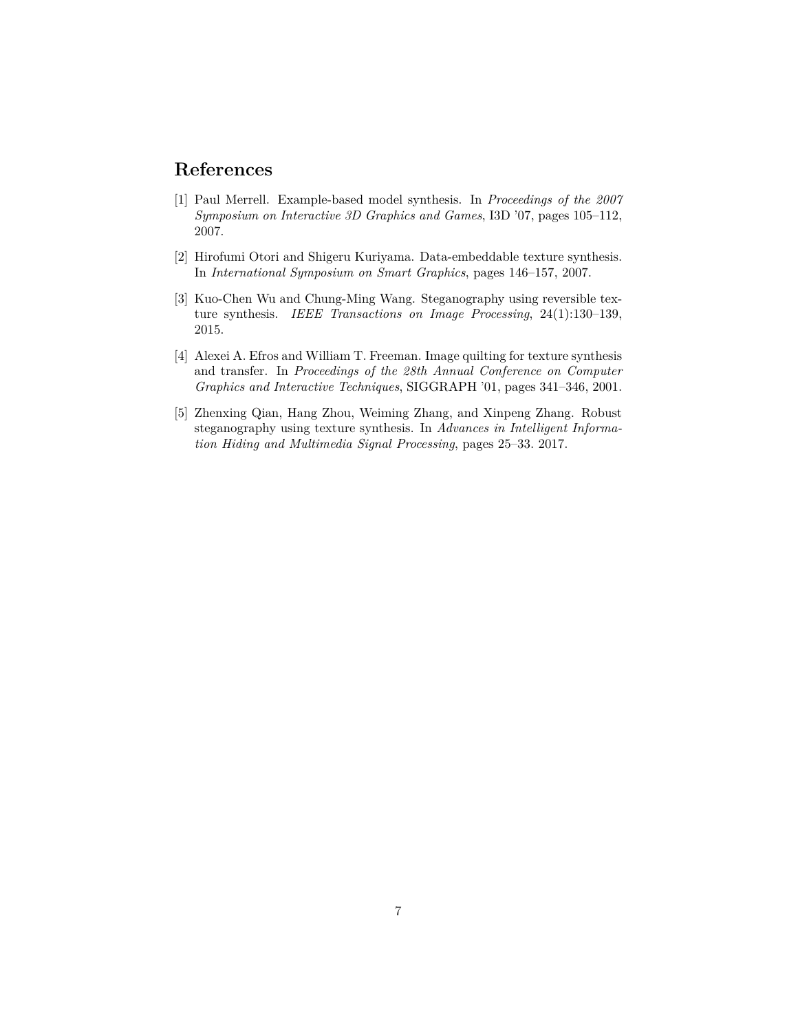## References

[1] Paul Merrell. Example-based model synthesis. In *Proceedings of the 2007 Symposium on Interactive 3D Graphics and Games*, I3D '07, pages 105–112, 2007.

[2] Hirofumi Otori and Shigeru Kuriyama. Data-embeddable texture synthesis. In *International Symposium on Smart Graphics*, pages 146–157, 2007.

[3] Kuo-Chen Wu and Chung-Ming Wang. Steganography using reversible texture synthesis. *IEEE Transactions on Image Processing*, 24(1):130–139, 2015.

[4] Alexei A. Efros and William T. Freeman. Image quilting for texture synthesis and transfer. In *Proceedings of the 28th Annual Conference on Computer Graphics and Interactive Techniques*, SIGGRAPH '01, pages 341–346, 2001.

[5] Zhenxing Qian, Hang Zhou, Weiming Zhang, and Xinpeng Zhang. Robust steganography using texture synthesis. In *Advances in Intelligent Information Hiding and Multimedia Signal Processing*, pages 25–33. 2017.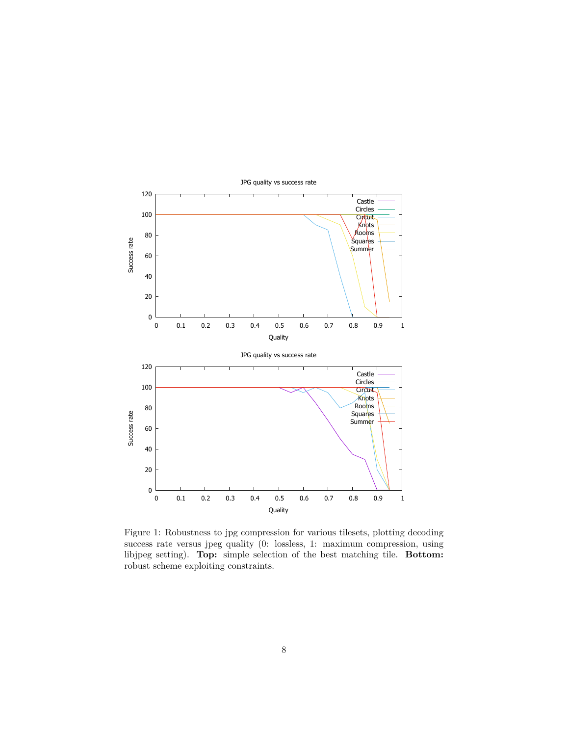Figure 1: Robustness to jpg compression for various tilesets, plotting decoding success rate versus jpeg quality (0: lossless, 1: maximum compression, using libjpeg setting). **Top:** simple selection of the best matching tile. **Bottom:** robust scheme exploiting constraints.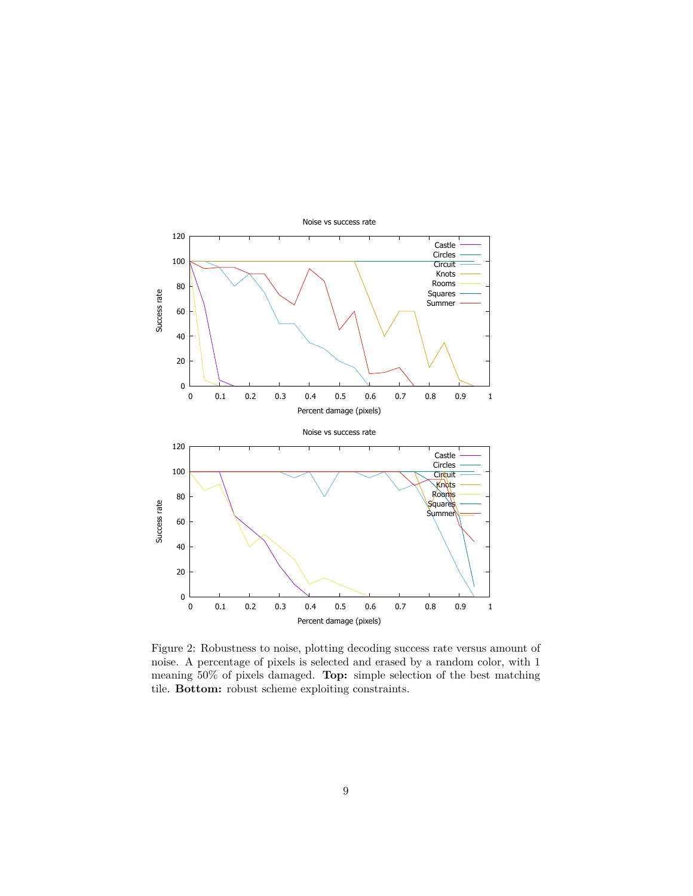Noise vs success rate

120
100
80
60
40
20
0

Success rate

0 0.1 0.2 0.3 0.4 0.5 0.6 0.7 0.8 0.9 1

Percent damage (pixels)

Castle
Circles
Circuit
Knots
Rooms
Squares
Summer

Noise vs success rate

120
100
80
60
40
20
0

Success rate

0 0.1 0.2 0.3 0.4 0.5 0.6 0.7 0.8 0.9 1

Percent damage (pixels)

Castle
Circles
Circuit
Knots
Rooms
Squares
Summer

Figure 2: Robustness to noise, plotting decoding success rate versus amount of noise. A percentage of pixels is selected and erased by a random color, with 1 meaning 50% of pixels damaged. **Top:** simple selection of the best matching tile. **Bottom:** robust scheme exploiting constraints.